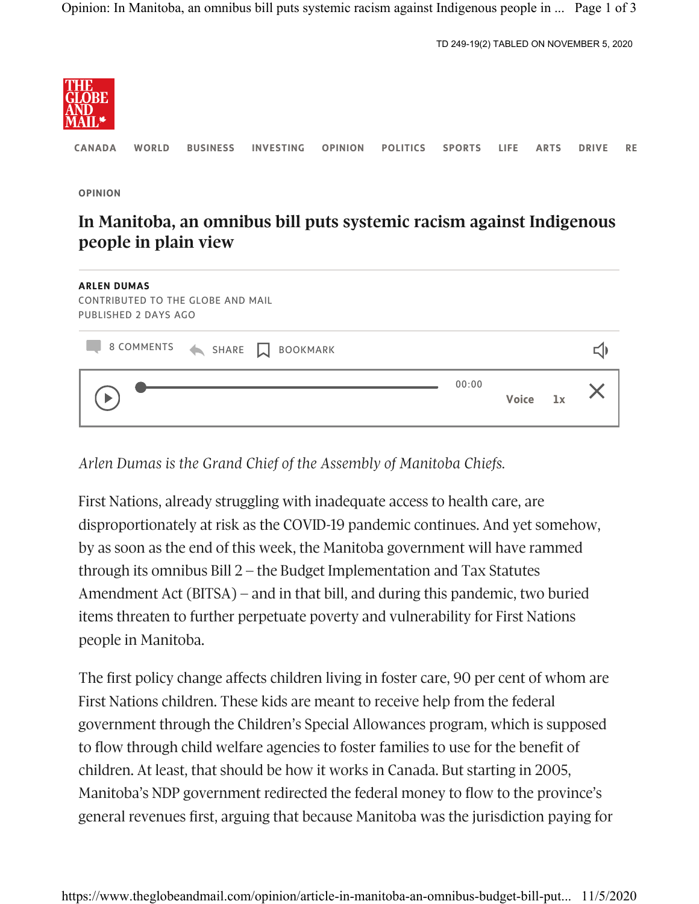TD 249-19(2) TABLED ON NOVEMBER 5, 2020

OPINION

# In Manitoba, an omnibus bill puts systemic racism against Indigenous people in plain view

**ARLEN DUMAS**
CONTRIBUTED TO THE GLOBE AND MAIL
PUBLISHED 2 DAYS AGO

*Arlen Dumas is the Grand Chief of the Assembly of Manitoba Chiefs.*

First Nations, already struggling with inadequate access to health care, are disproportionately at risk as the COVID-19 pandemic continues. And yet somehow, by as soon as the end of this week, the Manitoba government will have rammed through its omnibus Bill 2 – the Budget Implementation and Tax Statutes Amendment Act (BITSA) – and in that bill, and during this pandemic, two buried items threaten to further perpetuate poverty and vulnerability for First Nations people in Manitoba.

The first policy change affects children living in foster care, 90 per cent of whom are First Nations children. These kids are meant to receive help from the federal government through the Children's Special Allowances program, which is supposed to flow through child welfare agencies to foster families to use for the benefit of children. At least, that should be how it works in Canada. But starting in 2005, Manitoba's NDP government redirected the federal money to flow to the province's general revenues first, arguing that because Manitoba was the jurisdiction paying for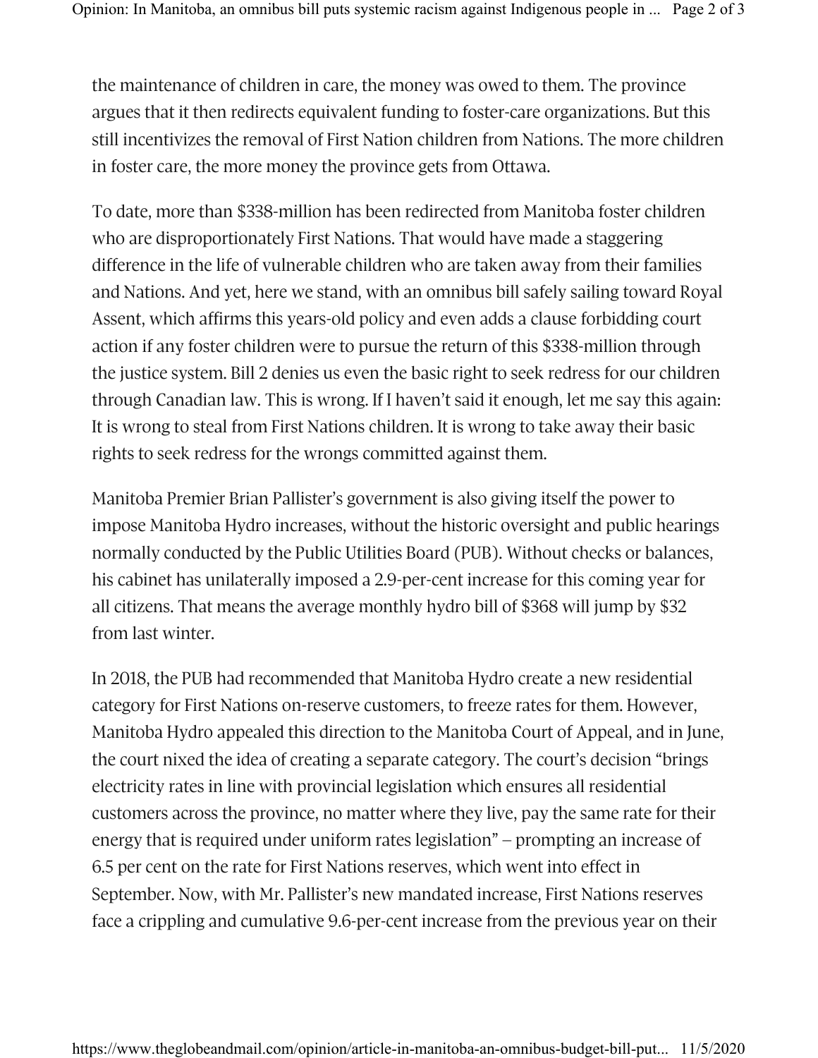the maintenance of children in care, the money was owed to them. The province argues that it then redirects equivalent funding to foster-care organizations. But this still incentivizes the removal of First Nation children from Nations. The more children in foster care, the more money the province gets from Ottawa.

To date, more than $338-million has been redirected from Manitoba foster children who are disproportionately First Nations. That would have made a staggering difference in the life of vulnerable children who are taken away from their families and Nations. And yet, here we stand, with an omnibus bill safely sailing toward Royal Assent, which affirms this years-old policy and even adds a clause forbidding court action if any foster children were to pursue the return of this $338-million through the justice system. Bill 2 denies us even the basic right to seek redress for our children through Canadian law. This is wrong. If I haven't said it enough, let me say this again: It is wrong to steal from First Nations children. It is wrong to take away their basic rights to seek redress for the wrongs committed against them.

Manitoba Premier Brian Pallister's government is also giving itself the power to impose Manitoba Hydro increases, without the historic oversight and public hearings normally conducted by the Public Utilities Board (PUB). Without checks or balances, his cabinet has unilaterally imposed a 2.9-per-cent increase for this coming year for all citizens. That means the average monthly hydro bill of $368 will jump by $32 from last winter.

In 2018, the PUB had recommended that Manitoba Hydro create a new residential category for First Nations on-reserve customers, to freeze rates for them. However, Manitoba Hydro appealed this direction to the Manitoba Court of Appeal, and in June, the court nixed the idea of creating a separate category. The court's decision "brings electricity rates in line with provincial legislation which ensures all residential customers across the province, no matter where they live, pay the same rate for their energy that is required under uniform rates legislation" – prompting an increase of 6.5 per cent on the rate for First Nations reserves, which went into effect in September. Now, with Mr. Pallister's new mandated increase, First Nations reserves face a crippling and cumulative 9.6-per-cent increase from the previous year on their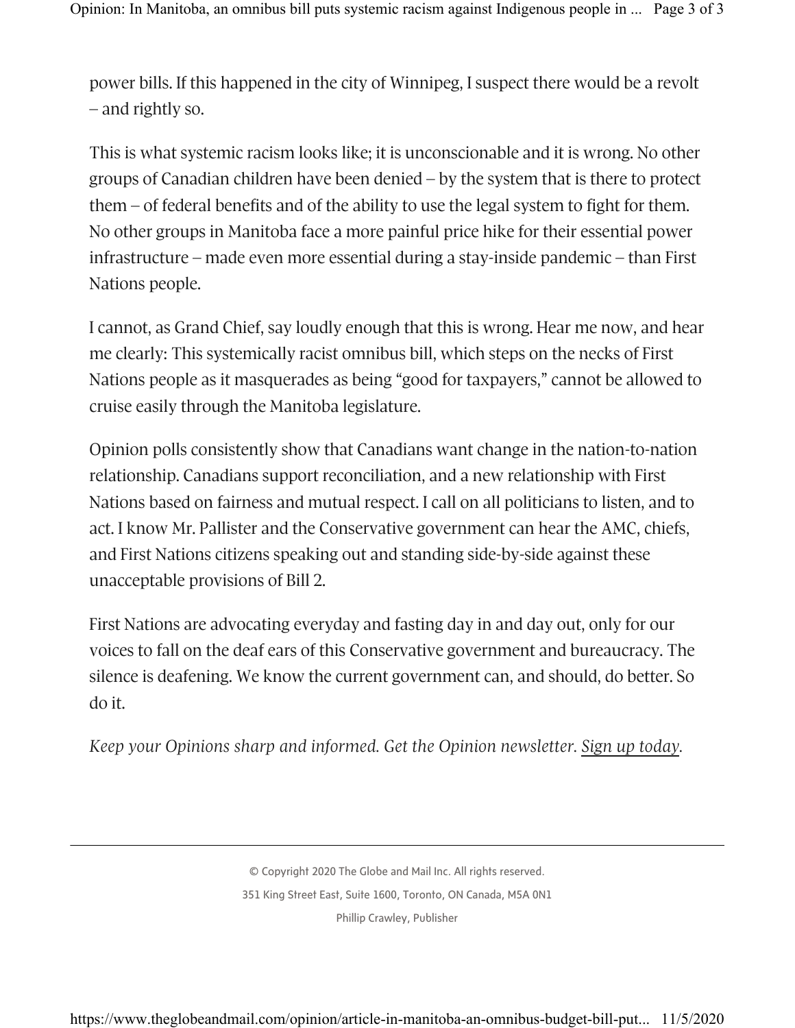power bills. If this happened in the city of Winnipeg, I suspect there would be a revolt – and rightly so.

This is what systemic racism looks like; it is unconscionable and it is wrong. No other groups of Canadian children have been denied – by the system that is there to protect them – of federal benefits and of the ability to use the legal system to fight for them. No other groups in Manitoba face a more painful price hike for their essential power infrastructure – made even more essential during a stay-inside pandemic – than First Nations people.

I cannot, as Grand Chief, say loudly enough that this is wrong. Hear me now, and hear me clearly: This systemically racist omnibus bill, which steps on the necks of First Nations people as it masquerades as being "good for taxpayers," cannot be allowed to cruise easily through the Manitoba legislature.

Opinion polls consistently show that Canadians want change in the nation-to-nation relationship. Canadians support reconciliation, and a new relationship with First Nations based on fairness and mutual respect. I call on all politicians to listen, and to act. I know Mr. Pallister and the Conservative government can hear the AMC, chiefs, and First Nations citizens speaking out and standing side-by-side against these unacceptable provisions of Bill 2.

First Nations are advocating everyday and fasting day in and day out, only for our voices to fall on the deaf ears of this Conservative government and bureaucracy. The silence is deafening. We know the current government can, and should, do better. So do it.

*Keep your Opinions sharp and informed. Get the Opinion newsletter. Sign up today.*

---

© Copyright 2020 The Globe and Mail Inc. All rights reserved.

351 King Street East, Suite 1600, Toronto, ON Canada, M5A 0N1

Phillip Crawley, Publisher